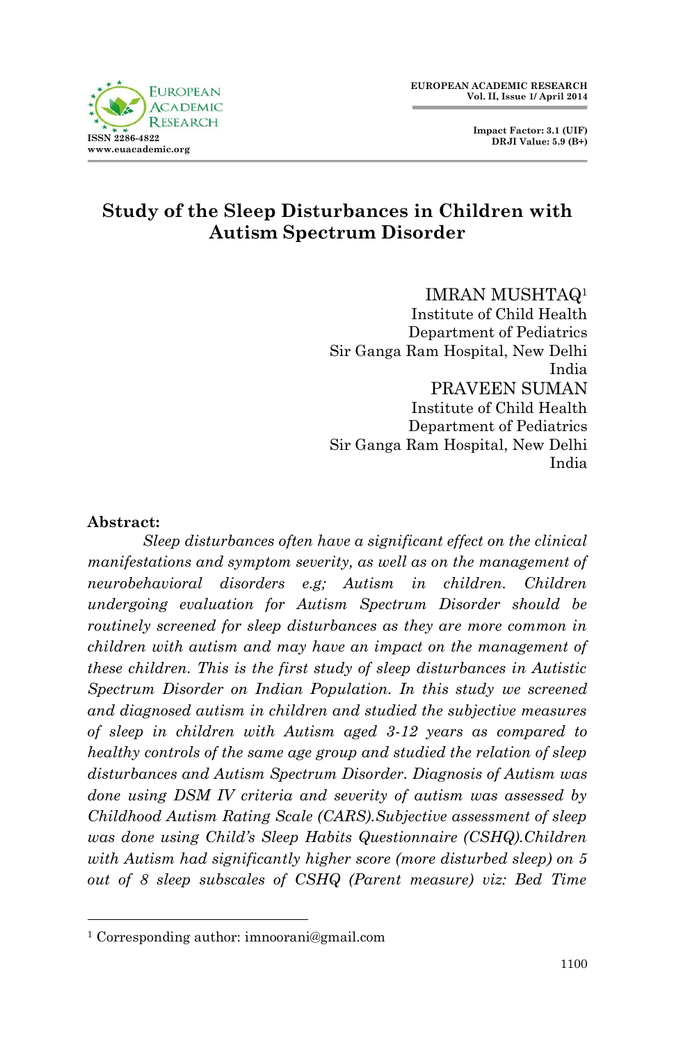# Study of the Sleep Disturbances in Children with Autism Spectrum Disorder

IMRAN MUSHTAQ[1]
Institute of Child Health
Department of Pediatrics
Sir Ganga Ram Hospital, New Delhi
India

PRAVEEN SUMAN
Institute of Child Health
Department of Pediatrics
Sir Ganga Ram Hospital, New Delhi
India

**Abstract:**

*Sleep disturbances often have a significant effect on the clinical manifestations and symptom severity, as well as on the management of neurobehavioral disorders e.g; Autism in children. Children undergoing evaluation for Autism Spectrum Disorder should be routinely screened for sleep disturbances as they are more common in children with autism and may have an impact on the management of these children. This is the first study of sleep disturbances in Autistic Spectrum Disorder on Indian Population. In this study we screened and diagnosed autism in children and studied the subjective measures of sleep in children with Autism aged 3-12 years as compared to healthy controls of the same age group and studied the relation of sleep disturbances and Autism Spectrum Disorder. Diagnosis of Autism was done using DSM IV criteria and severity of autism was assessed by Childhood Autism Rating Scale (CARS).Subjective assessment of sleep was done using Child's Sleep Habits Questionnaire (CSHQ).Children with Autism had significantly higher score (more disturbed sleep) on 5 out of 8 sleep subscales of CSHQ (Parent measure) viz: Bed Time*

[1] Corresponding author: imnoorani@gmail.com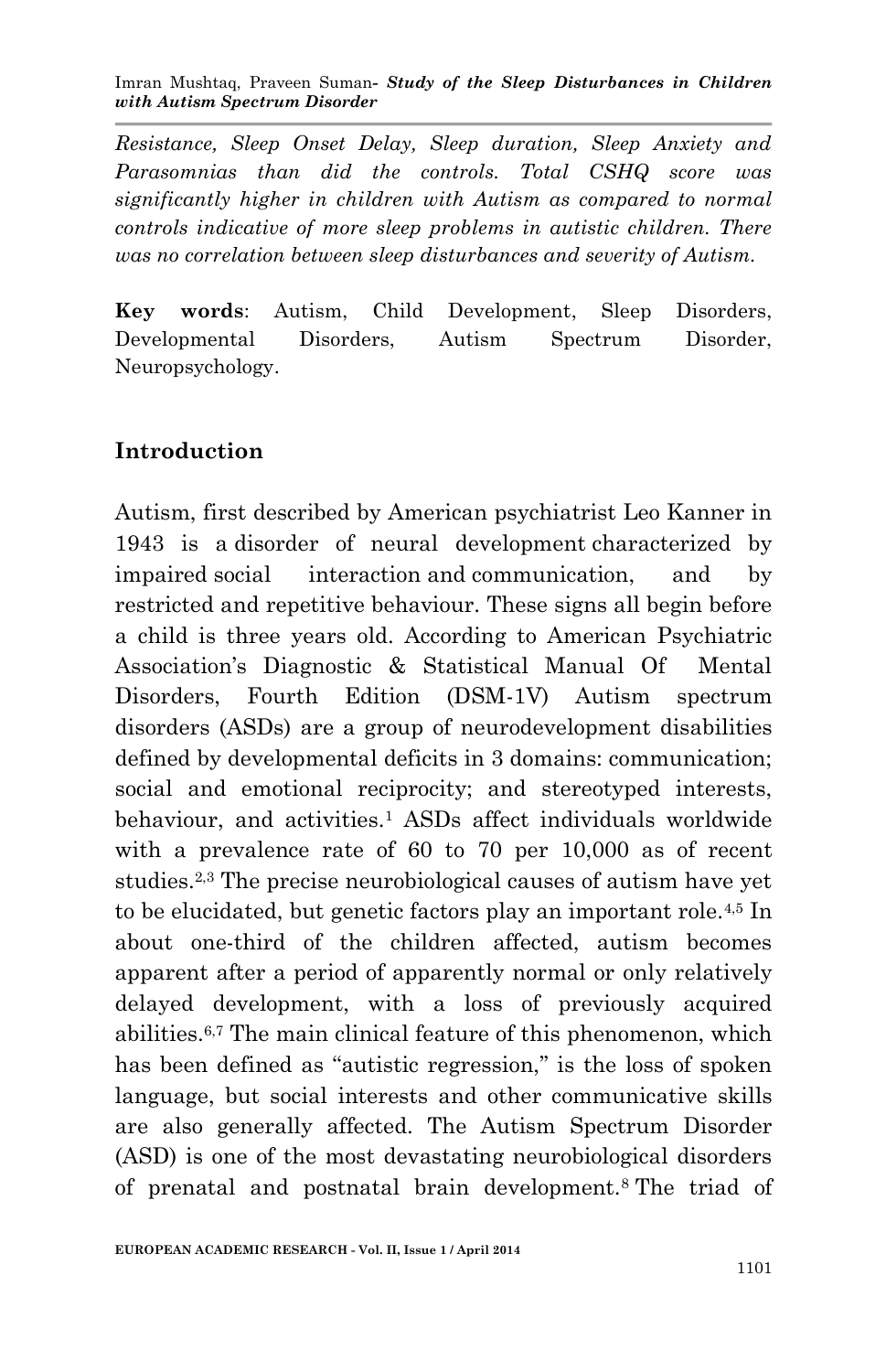*Resistance, Sleep Onset Delay, Sleep duration, Sleep Anxiety and Parasomnias than did the controls. Total CSHQ score was significantly higher in children with Autism as compared to normal controls indicative of more sleep problems in autistic children. There was no correlation between sleep disturbances and severity of Autism.*

**Key words**: Autism, Child Development, Sleep Disorders, Developmental Disorders, Autism Spectrum Disorder, Neuropsychology.

## Introduction

Autism, first described by American psychiatrist Leo Kanner in 1943 is a disorder of neural development characterized by impaired social interaction and communication, and by restricted and repetitive behaviour. These signs all begin before a child is three years old. According to American Psychiatric Association's Diagnostic & Statistical Manual Of Mental Disorders, Fourth Edition (DSM-1V) Autism spectrum disorders (ASDs) are a group of neurodevelopment disabilities defined by developmental deficits in 3 domains: communication; social and emotional reciprocity; and stereotyped interests, behaviour, and activities.[1] ASDs affect individuals worldwide with a prevalence rate of 60 to 70 per 10,000 as of recent studies.[2,3] The precise neurobiological causes of autism have yet to be elucidated, but genetic factors play an important role.[4,5] In about one-third of the children affected, autism becomes apparent after a period of apparently normal or only relatively delayed development, with a loss of previously acquired abilities.[6,7] The main clinical feature of this phenomenon, which has been defined as "autistic regression," is the loss of spoken language, but social interests and other communicative skills are also generally affected. The Autism Spectrum Disorder (ASD) is one of the most devastating neurobiological disorders of prenatal and postnatal brain development.[8] The triad of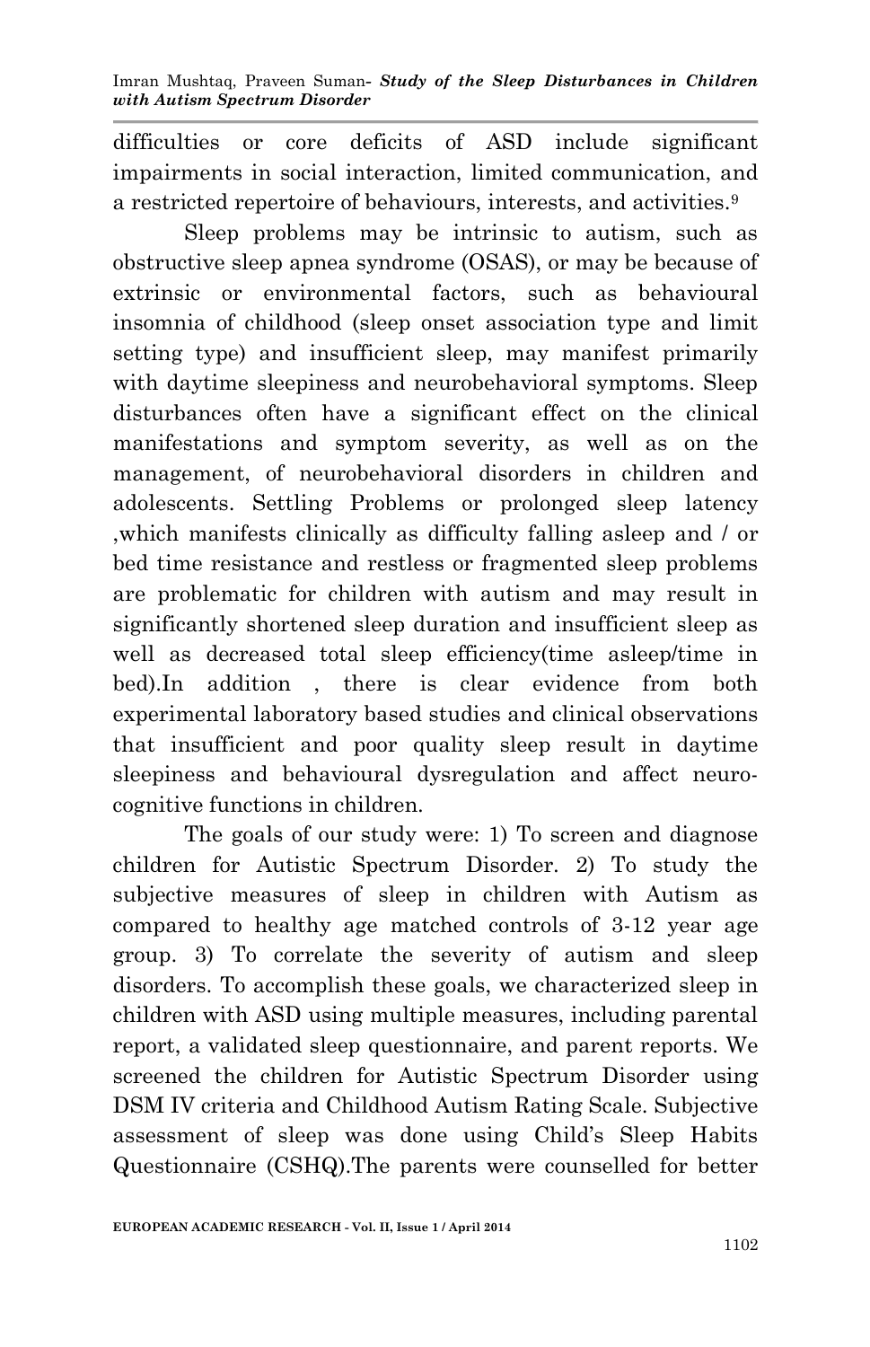difficulties or core deficits of ASD include significant impairments in social interaction, limited communication, and a restricted repertoire of behaviours, interests, and activities.[9]

Sleep problems may be intrinsic to autism, such as obstructive sleep apnea syndrome (OSAS), or may be because of extrinsic or environmental factors, such as behavioural insomnia of childhood (sleep onset association type and limit setting type) and insufficient sleep, may manifest primarily with daytime sleepiness and neurobehavioral symptoms. Sleep disturbances often have a significant effect on the clinical manifestations and symptom severity, as well as on the management, of neurobehavioral disorders in children and adolescents. Settling Problems or prolonged sleep latency ,which manifests clinically as difficulty falling asleep and / or bed time resistance and restless or fragmented sleep problems are problematic for children with autism and may result in significantly shortened sleep duration and insufficient sleep as well as decreased total sleep efficiency(time asleep/time in bed).In addition , there is clear evidence from both experimental laboratory based studies and clinical observations that insufficient and poor quality sleep result in daytime sleepiness and behavioural dysregulation and affect neuro-cognitive functions in children.

The goals of our study were: 1) To screen and diagnose children for Autistic Spectrum Disorder. 2) To study the subjective measures of sleep in children with Autism as compared to healthy age matched controls of 3-12 year age group. 3) To correlate the severity of autism and sleep disorders. To accomplish these goals, we characterized sleep in children with ASD using multiple measures, including parental report, a validated sleep questionnaire, and parent reports. We screened the children for Autistic Spectrum Disorder using DSM IV criteria and Childhood Autism Rating Scale. Subjective assessment of sleep was done using Child's Sleep Habits Questionnaire (CSHQ).The parents were counselled for better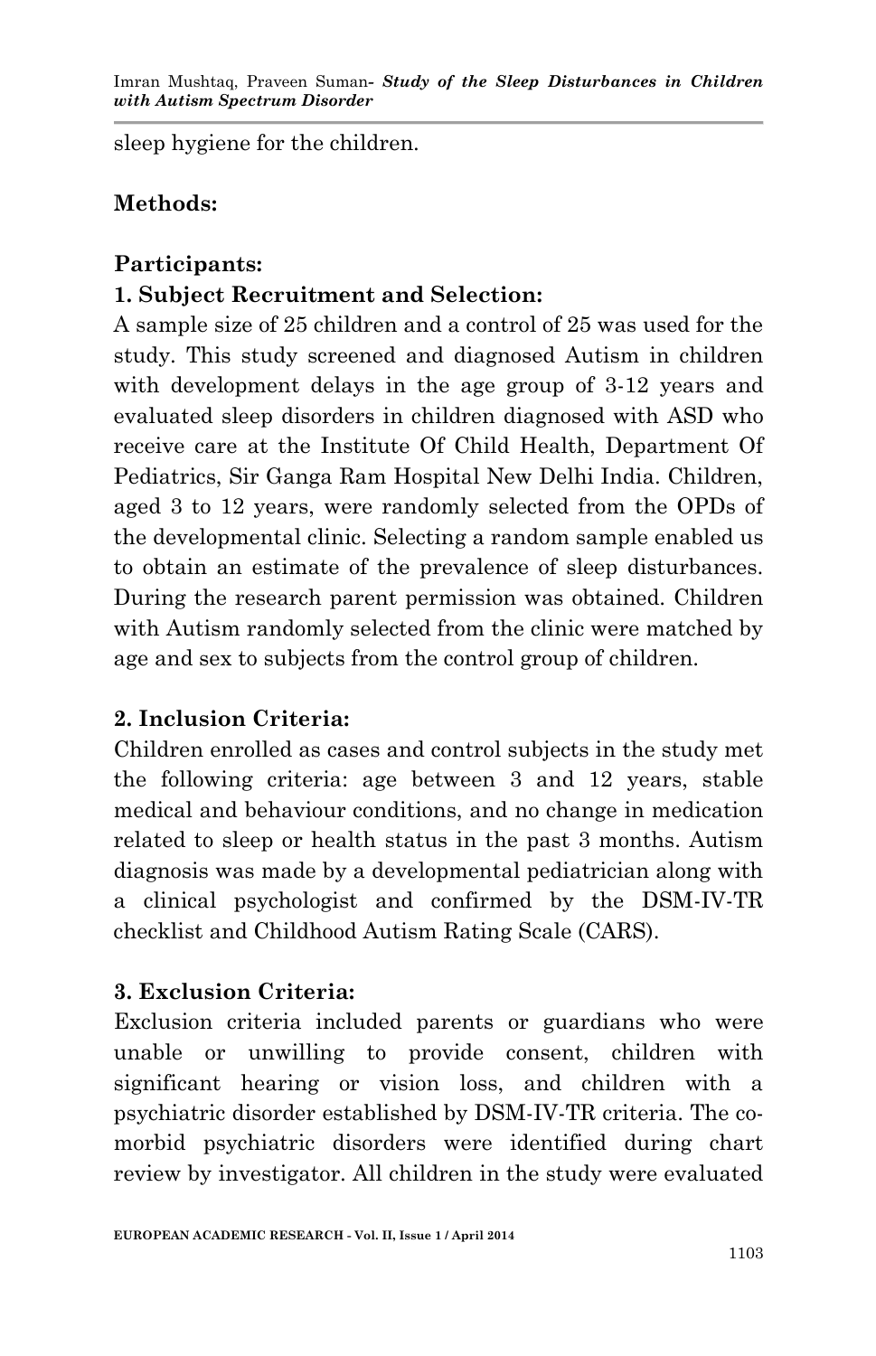sleep hygiene for the children.

## Methods:

### Participants:

### 1. Subject Recruitment and Selection:

A sample size of 25 children and a control of 25 was used for the study. This study screened and diagnosed Autism in children with development delays in the age group of 3-12 years and evaluated sleep disorders in children diagnosed with ASD who receive care at the Institute Of Child Health, Department Of Pediatrics, Sir Ganga Ram Hospital New Delhi India. Children, aged 3 to 12 years, were randomly selected from the OPDs of the developmental clinic. Selecting a random sample enabled us to obtain an estimate of the prevalence of sleep disturbances. During the research parent permission was obtained. Children with Autism randomly selected from the clinic were matched by age and sex to subjects from the control group of children.

### 2. Inclusion Criteria:

Children enrolled as cases and control subjects in the study met the following criteria: age between 3 and 12 years, stable medical and behaviour conditions, and no change in medication related to sleep or health status in the past 3 months. Autism diagnosis was made by a developmental pediatrician along with a clinical psychologist and confirmed by the DSM-IV-TR checklist and Childhood Autism Rating Scale (CARS).

### 3. Exclusion Criteria:

Exclusion criteria included parents or guardians who were unable or unwilling to provide consent, children with significant hearing or vision loss, and children with a psychiatric disorder established by DSM-IV-TR criteria. The co-morbid psychiatric disorders were identified during chart review by investigator. All children in the study were evaluated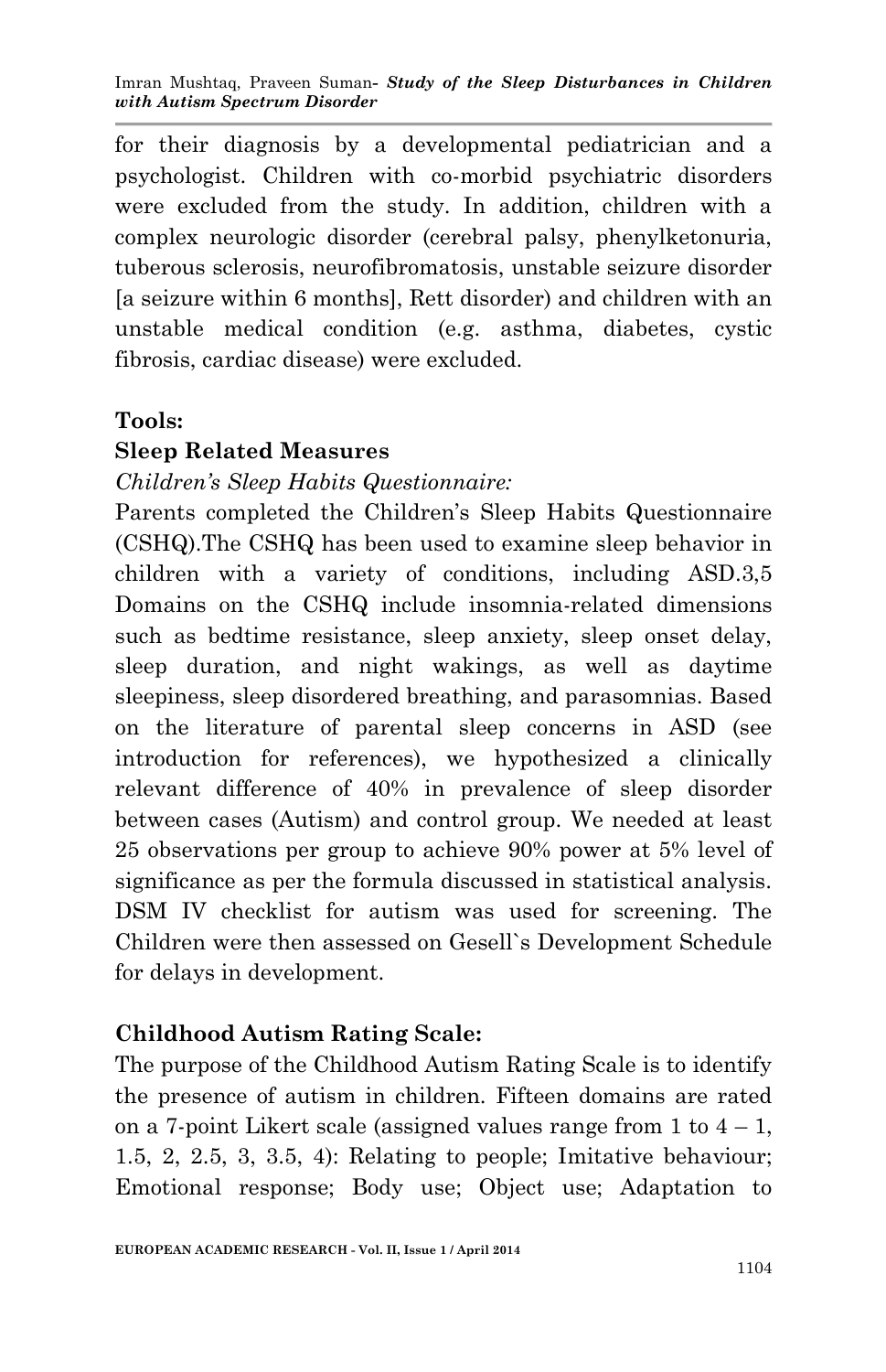for their diagnosis by a developmental pediatrician and a psychologist. Children with co-morbid psychiatric disorders were excluded from the study. In addition, children with a complex neurologic disorder (cerebral palsy, phenylketonuria, tuberous sclerosis, neurofibromatosis, unstable seizure disorder [a seizure within 6 months], Rett disorder) and children with an unstable medical condition (e.g. asthma, diabetes, cystic fibrosis, cardiac disease) were excluded.

**Tools:**

**Sleep Related Measures**

*Children's Sleep Habits Questionnaire:*

Parents completed the Children's Sleep Habits Questionnaire (CSHQ).The CSHQ has been used to examine sleep behavior in children with a variety of conditions, including ASD.3,5 Domains on the CSHQ include insomnia-related dimensions such as bedtime resistance, sleep anxiety, sleep onset delay, sleep duration, and night wakings, as well as daytime sleepiness, sleep disordered breathing, and parasomnias. Based on the literature of parental sleep concerns in ASD (see introduction for references), we hypothesized a clinically relevant difference of 40% in prevalence of sleep disorder between cases (Autism) and control group. We needed at least 25 observations per group to achieve 90% power at 5% level of significance as per the formula discussed in statistical analysis. DSM IV checklist for autism was used for screening. The Children were then assessed on Gesell`s Development Schedule for delays in development.

**Childhood Autism Rating Scale:**

The purpose of the Childhood Autism Rating Scale is to identify the presence of autism in children. Fifteen domains are rated on a 7-point Likert scale (assigned values range from 1 to 4 – 1, 1.5, 2, 2.5, 3, 3.5, 4): Relating to people; Imitative behaviour; Emotional response; Body use; Object use; Adaptation to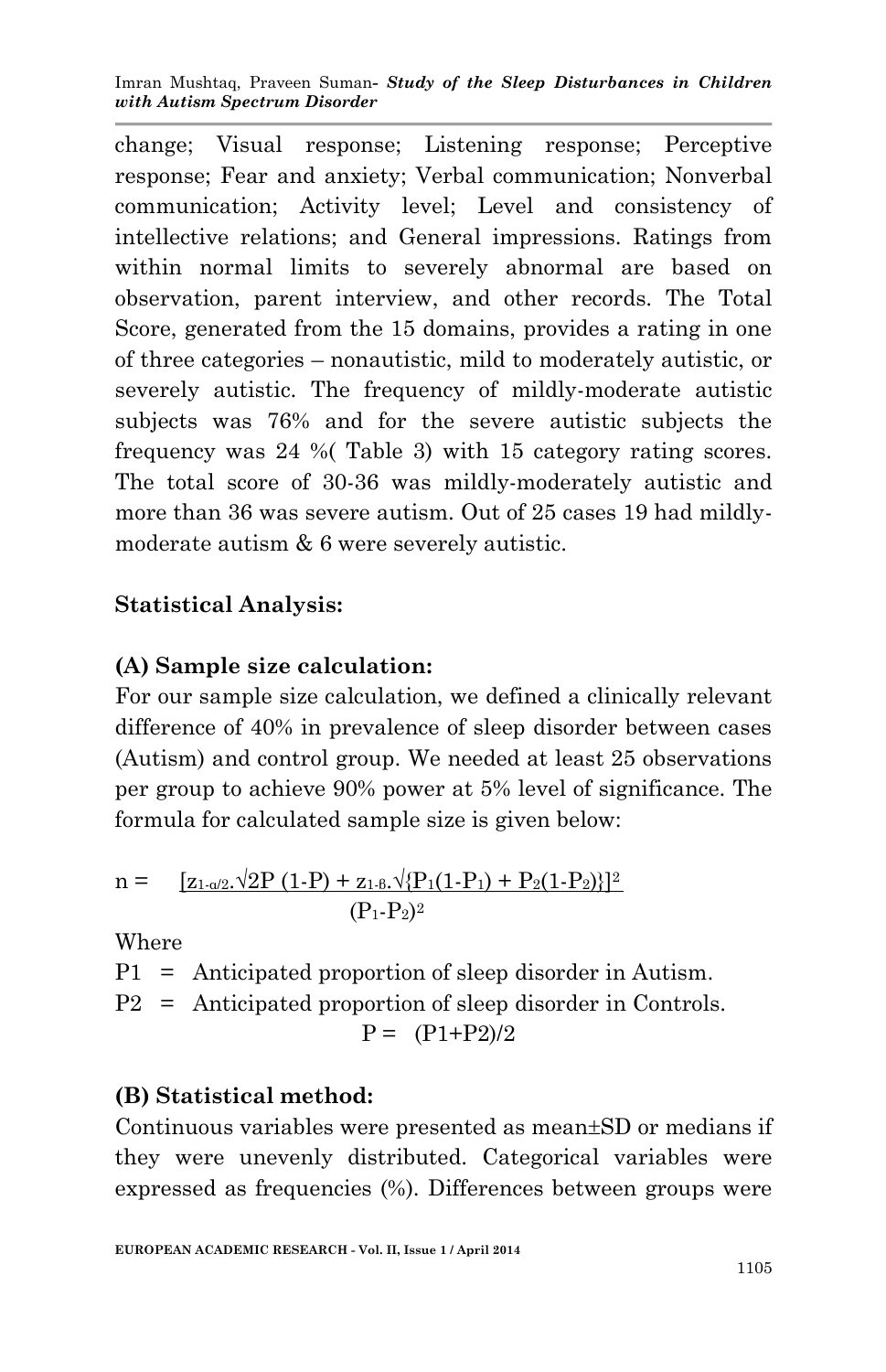change; Visual response; Listening response; Perceptive response; Fear and anxiety; Verbal communication; Nonverbal communication; Activity level; Level and consistency of intellective relations; and General impressions. Ratings from within normal limits to severely abnormal are based on observation, parent interview, and other records. The Total Score, generated from the 15 domains, provides a rating in one of three categories – nonautistic, mild to moderately autistic, or severely autistic. The frequency of mildly-moderate autistic subjects was 76% and for the severe autistic subjects the frequency was 24 %( Table 3) with 15 category rating scores. The total score of 30-36 was mildly-moderately autistic and more than 36 was severe autism. Out of 25 cases 19 had mildly-moderate autism & 6 were severely autistic.

**Statistical Analysis:**

**(A) Sample size calculation:**

For our sample size calculation, we defined a clinically relevant difference of 40% in prevalence of sleep disorder between cases (Autism) and control group. We needed at least 25 observations per group to achieve 90% power at 5% level of significance. The formula for calculated sample size is given below:

$$n = \frac{[z_{1-\alpha/2}.\sqrt{2P(1-P)} + z_{1-\beta}.\sqrt{\{P_1(1-P_1) + P_2(1-P_2)\}}]^2}{(P_1-P_2)^2}$$

Where

P1 = Anticipated proportion of sleep disorder in Autism.

P2 = Anticipated proportion of sleep disorder in Controls.

$$P = (P1+P2)/2$$

**(B) Statistical method:**

Continuous variables were presented as mean±SD or medians if they were unevenly distributed. Categorical variables were expressed as frequencies (%). Differences between groups were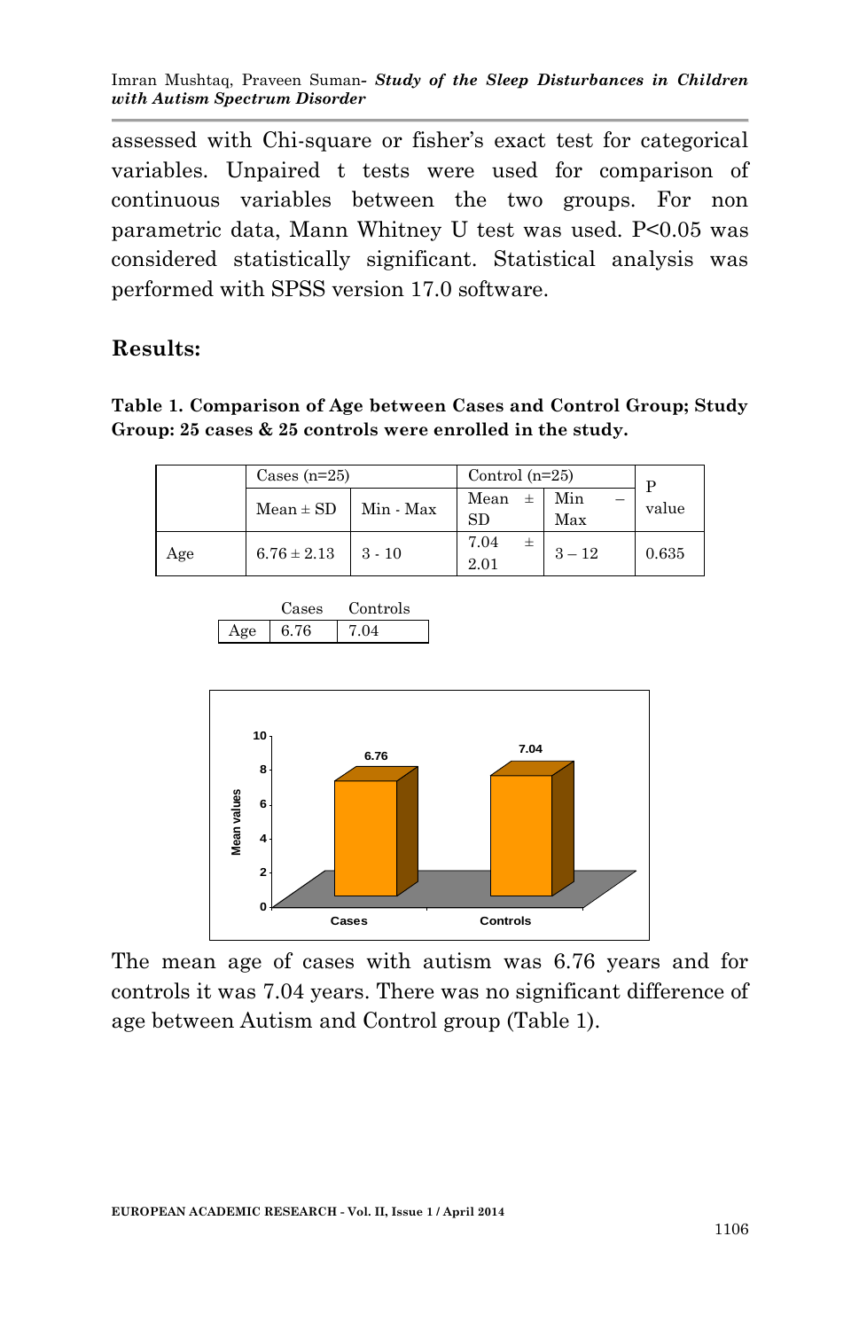assessed with Chi-square or fisher's exact test for categorical variables. Unpaired t tests were used for comparison of continuous variables between the two groups. For non parametric data, Mann Whitney U test was used. P<0.05 was considered statistically significant. Statistical analysis was performed with SPSS version 17.0 software.

## Results:

**Table 1. Comparison of Age between Cases and Control Group; Study Group: 25 cases & 25 controls were enrolled in the study.**

| | Cases (n=25) | | Control (n=25) | | P value |
|---|---|---|---|---|---|
| | Mean ± SD | Min - Max | Mean ± SD | Min – Max | |
| Age | 6.76 ± 2.13 | 3 - 10 | 7.04 ± 2.01 | 3 – 12 | 0.635 |

| | Cases | Controls |
|---|---|---|
| Age | 6.76 | 7.04 |

The mean age of cases with autism was 6.76 years and for controls it was 7.04 years. There was no significant difference of age between Autism and Control group (Table 1).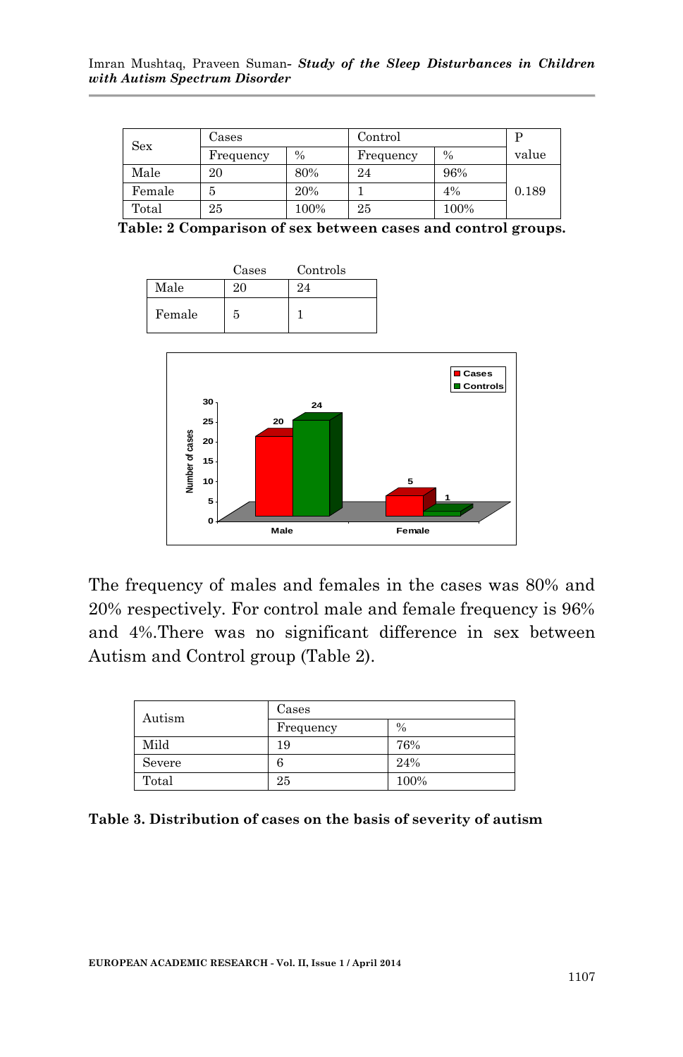| Sex | Cases | | Control | | P value |
|---|---|---|---|---|---|
| | Frequency | % | Frequency | % | |
| Male | 20 | 80% | 24 | 96% | 0.189 |
| Female | 5 | 20% | 1 | 4% | |
| Total | 25 | 100% | 25 | 100% | |

**Table: 2 Comparison of sex between cases and control groups.**

| | Cases | Controls |
|---|---|---|
| Male | 20 | 24 |
| Female | 5 | 1 |

The frequency of males and females in the cases was 80% and 20% respectively. For control male and female frequency is 96% and 4%.There was no significant difference in sex between Autism and Control group (Table 2).

| Autism | Cases | |
|---|---|---|
| | Frequency | % |
| Mild | 19 | 76% |
| Severe | 6 | 24% |
| Total | 25 | 100% |

**Table 3. Distribution of cases on the basis of severity of autism**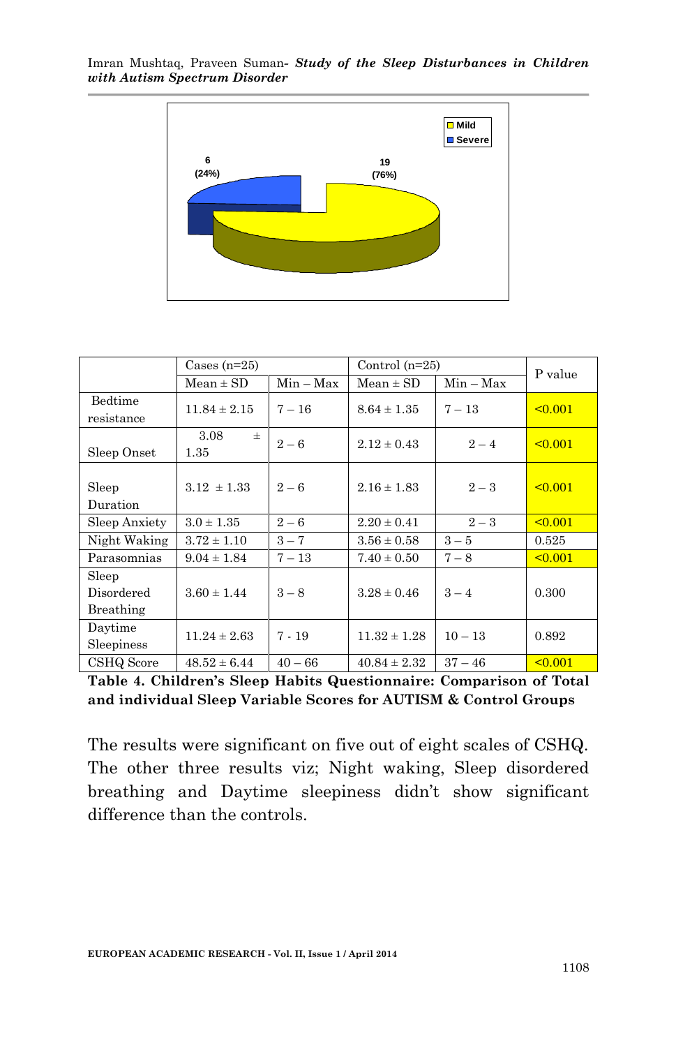| | Cases (n=25) | | Control (n=25) | | P value |
|---|---|---|---|---|---|
| | Mean ± SD | Min – Max | Mean ± SD | Min – Max | |
| Bedtime resistance | 11.84 ± 2.15 | 7 – 16 | 8.64 ± 1.35 | 7 – 13 | <0.001 |
| Sleep Onset | 3.08 ± 1.35 | 2 – 6 | 2.12 ± 0.43 | 2 – 4 | <0.001 |
| Sleep Duration | 3.12 ± 1.33 | 2 – 6 | 2.16 ± 1.83 | 2 – 3 | <0.001 |
| Sleep Anxiety | 3.0 ± 1.35 | 2 – 6 | 2.20 ± 0.41 | 2 – 3 | <0.001 |
| Night Waking | 3.72 ± 1.10 | 3 – 7 | 3.56 ± 0.58 | 3 – 5 | 0.525 |
| Parasomnias | 9.04 ± 1.84 | 7 – 13 | 7.40 ± 0.50 | 7 – 8 | <0.001 |
| Sleep Disordered Breathing | 3.60 ± 1.44 | 3 – 8 | 3.28 ± 0.46 | 3 – 4 | 0.300 |
| Daytime Sleepiness | 11.24 ± 2.63 | 7 - 19 | 11.32 ± 1.28 | 10 – 13 | 0.892 |
| CSHQ Score | 48.52 ± 6.44 | 40 – 66 | 40.84 ± 2.32 | 37 – 46 | <0.001 |

**Table 4. Children's Sleep Habits Questionnaire: Comparison of Total and individual Sleep Variable Scores for AUTISM & Control Groups**

The results were significant on five out of eight scales of CSHQ. The other three results viz; Night waking, Sleep disordered breathing and Daytime sleepiness didn't show significant difference than the controls.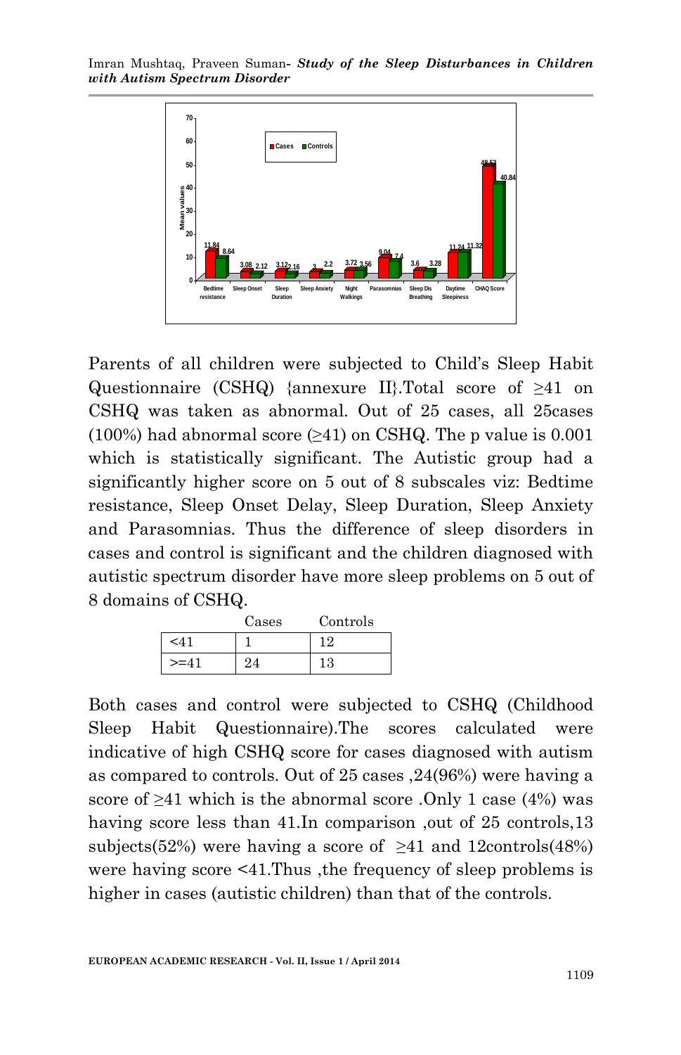Parents of all children were subjected to Child's Sleep Habit Questionnaire (CSHQ) {annexure II}.Total score of ≥41 on CSHQ was taken as abnormal. Out of 25 cases, all 25cases (100%) had abnormal score (≥41) on CSHQ. The p value is 0.001 which is statistically significant. The Autistic group had a significantly higher score on 5 out of 8 subscales viz: Bedtime resistance, Sleep Onset Delay, Sleep Duration, Sleep Anxiety and Parasomnias. Thus the difference of sleep disorders in cases and control is significant and the children diagnosed with autistic spectrum disorder have more sleep problems on 5 out of 8 domains of CSHQ.

|  | Cases | Controls |
|---|---|---|
| <41 | 1 | 12 |
| >=41 | 24 | 13 |

Both cases and control were subjected to CSHQ (Childhood Sleep Habit Questionnaire).The scores calculated were indicative of high CSHQ score for cases diagnosed with autism as compared to controls. Out of 25 cases ,24(96%) were having a score of ≥41 which is the abnormal score .Only 1 case (4%) was having score less than 41.In comparison ,out of 25 controls,13 subjects(52%) were having a score of ≥41 and 12controls(48%) were having score <41.Thus ,the frequency of sleep problems is higher in cases (autistic children) than that of the controls.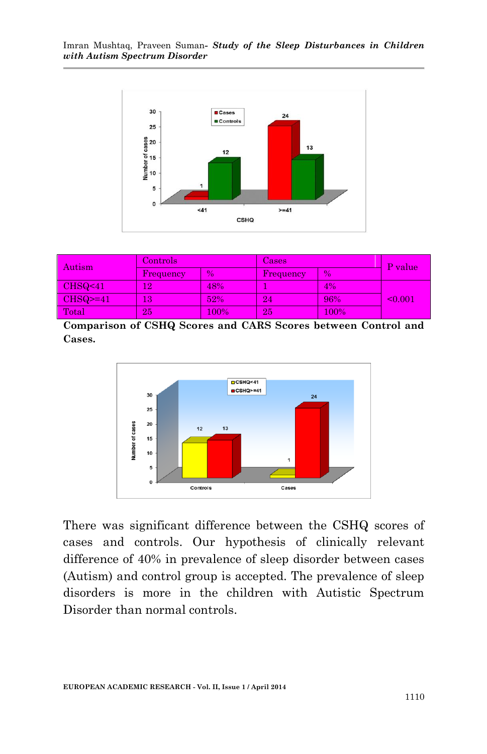| Autism | Controls | | Cases | | P value |
|---|---|---|---|---|---|
| | Frequency | % | Frequency | % | |
| CHSQ<41 | 12 | 48% | 1 | 4% | <0.001 |
| CHSQ>=41 | 13 | 52% | 24 | 96% | |
| Total | 25 | 100% | 25 | 100% | |

**Comparison of CSHQ Scores and CARS Scores between Control and Cases.**

There was significant difference between the CSHQ scores of cases and controls. Our hypothesis of clinically relevant difference of 40% in prevalence of sleep disorder between cases (Autism) and control group is accepted. The prevalence of sleep disorders is more in the children with Autistic Spectrum Disorder than normal controls.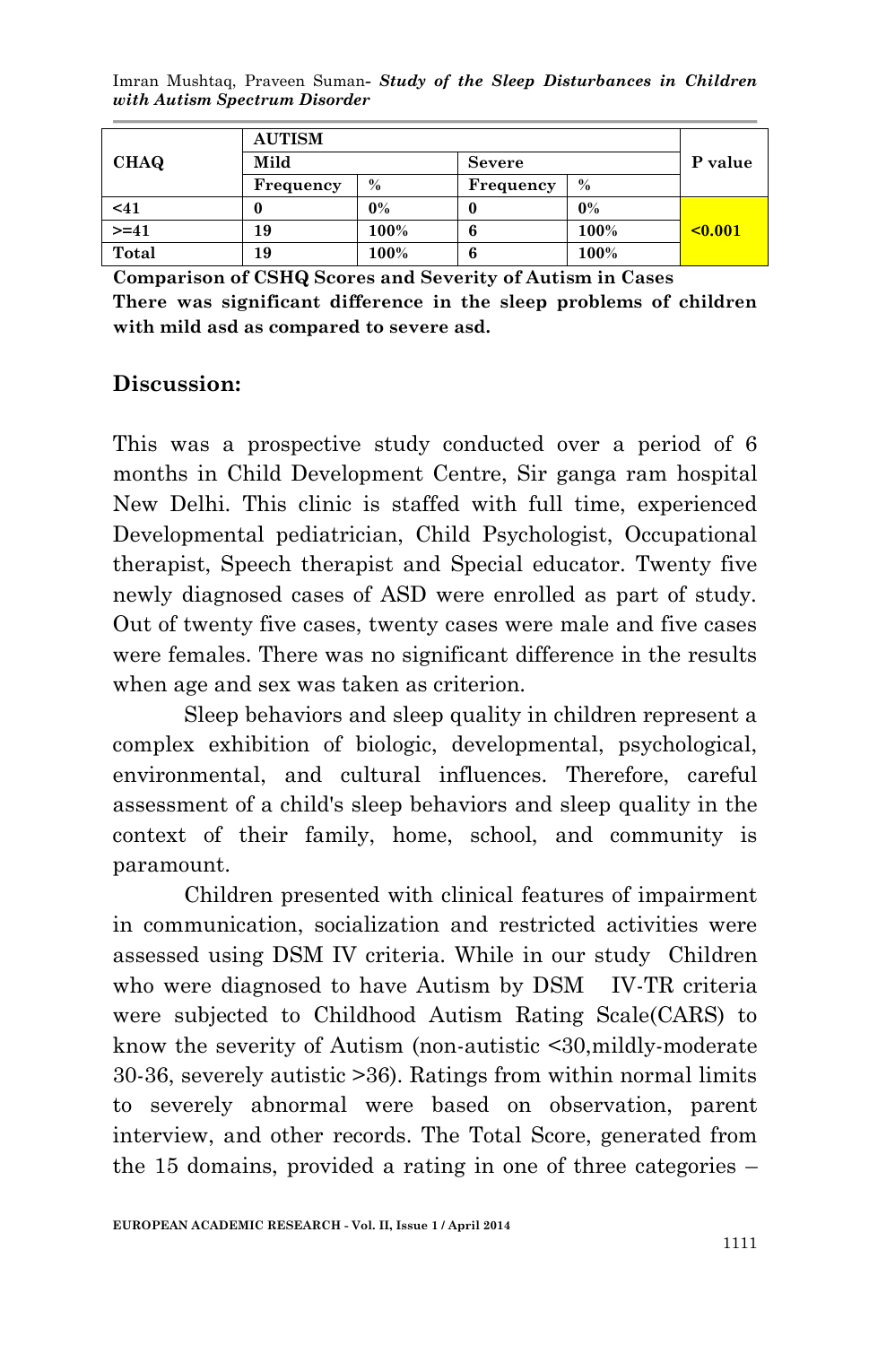| CHAQ | AUTISM | | | | P value |
|---|---|---|---|---|---|
| | Mild | | Severe | | |
| | Frequency | % | Frequency | % | |
| <41 | 0 | 0% | 0 | 0% | <0.001 |
| >=41 | 19 | 100% | 6 | 100% | |
| Total | 19 | 100% | 6 | 100% | |

**Comparison of CSHQ Scores and Severity of Autism in Cases**

**There was significant difference in the sleep problems of children with mild asd as compared to severe asd.**

## Discussion:

This was a prospective study conducted over a period of 6 months in Child Development Centre, Sir ganga ram hospital New Delhi. This clinic is staffed with full time, experienced Developmental pediatrician, Child Psychologist, Occupational therapist, Speech therapist and Special educator. Twenty five newly diagnosed cases of ASD were enrolled as part of study. Out of twenty five cases, twenty cases were male and five cases were females. There was no significant difference in the results when age and sex was taken as criterion.

Sleep behaviors and sleep quality in children represent a complex exhibition of biologic, developmental, psychological, environmental, and cultural influences. Therefore, careful assessment of a child's sleep behaviors and sleep quality in the context of their family, home, school, and community is paramount.

Children presented with clinical features of impairment in communication, socialization and restricted activities were assessed using DSM IV criteria. While in our study Children who were diagnosed to have Autism by DSM IV-TR criteria were subjected to Childhood Autism Rating Scale(CARS) to know the severity of Autism (non-autistic <30,mildly-moderate 30-36, severely autistic >36). Ratings from within normal limits to severely abnormal were based on observation, parent interview, and other records. The Total Score, generated from the 15 domains, provided a rating in one of three categories –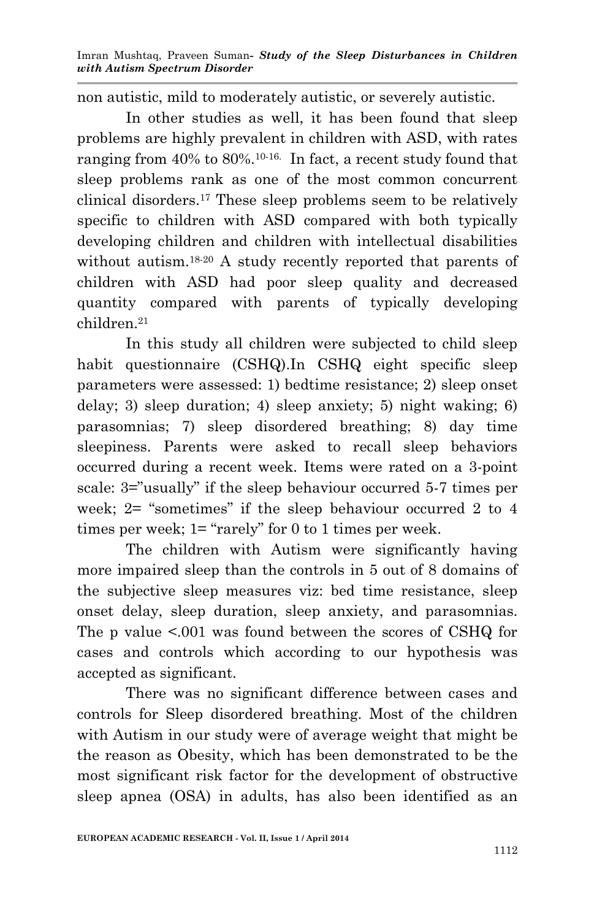non autistic, mild to moderately autistic, or severely autistic.

In other studies as well, it has been found that sleep problems are highly prevalent in children with ASD, with rates ranging from 40% to 80%.[10-16.] In fact, a recent study found that sleep problems rank as one of the most common concurrent clinical disorders.[17] These sleep problems seem to be relatively specific to children with ASD compared with both typically developing children and children with intellectual disabilities without autism.[18-20] A study recently reported that parents of children with ASD had poor sleep quality and decreased quantity compared with parents of typically developing children.[21]

In this study all children were subjected to child sleep habit questionnaire (CSHQ).In CSHQ eight specific sleep parameters were assessed: 1) bedtime resistance; 2) sleep onset delay; 3) sleep duration; 4) sleep anxiety; 5) night waking; 6) parasomnias; 7) sleep disordered breathing; 8) day time sleepiness. Parents were asked to recall sleep behaviors occurred during a recent week. Items were rated on a 3-point scale: 3="usually" if the sleep behaviour occurred 5-7 times per week; 2= "sometimes" if the sleep behaviour occurred 2 to 4 times per week; 1= "rarely" for 0 to 1 times per week.

The children with Autism were significantly having more impaired sleep than the controls in 5 out of 8 domains of the subjective sleep measures viz: bed time resistance, sleep onset delay, sleep duration, sleep anxiety, and parasomnias. The p value <.001 was found between the scores of CSHQ for cases and controls which according to our hypothesis was accepted as significant.

There was no significant difference between cases and controls for Sleep disordered breathing. Most of the children with Autism in our study were of average weight that might be the reason as Obesity, which has been demonstrated to be the most significant risk factor for the development of obstructive sleep apnea (OSA) in adults, has also been identified as an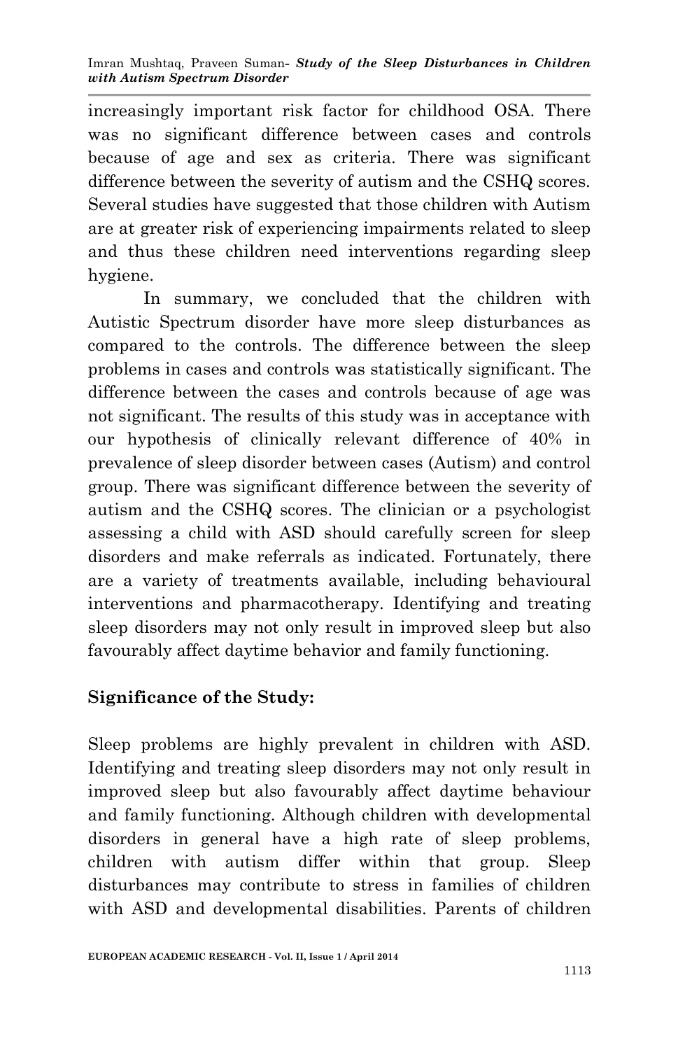increasingly important risk factor for childhood OSA. There was no significant difference between cases and controls because of age and sex as criteria. There was significant difference between the severity of autism and the CSHQ scores. Several studies have suggested that those children with Autism are at greater risk of experiencing impairments related to sleep and thus these children need interventions regarding sleep hygiene.

In summary, we concluded that the children with Autistic Spectrum disorder have more sleep disturbances as compared to the controls. The difference between the sleep problems in cases and controls was statistically significant. The difference between the cases and controls because of age was not significant. The results of this study was in acceptance with our hypothesis of clinically relevant difference of 40% in prevalence of sleep disorder between cases (Autism) and control group. There was significant difference between the severity of autism and the CSHQ scores. The clinician or a psychologist assessing a child with ASD should carefully screen for sleep disorders and make referrals as indicated. Fortunately, there are a variety of treatments available, including behavioural interventions and pharmacotherapy. Identifying and treating sleep disorders may not only result in improved sleep but also favourably affect daytime behavior and family functioning.

## Significance of the Study:

Sleep problems are highly prevalent in children with ASD. Identifying and treating sleep disorders may not only result in improved sleep but also favourably affect daytime behaviour and family functioning. Although children with developmental disorders in general have a high rate of sleep problems, children with autism differ within that group. Sleep disturbances may contribute to stress in families of children with ASD and developmental disabilities. Parents of children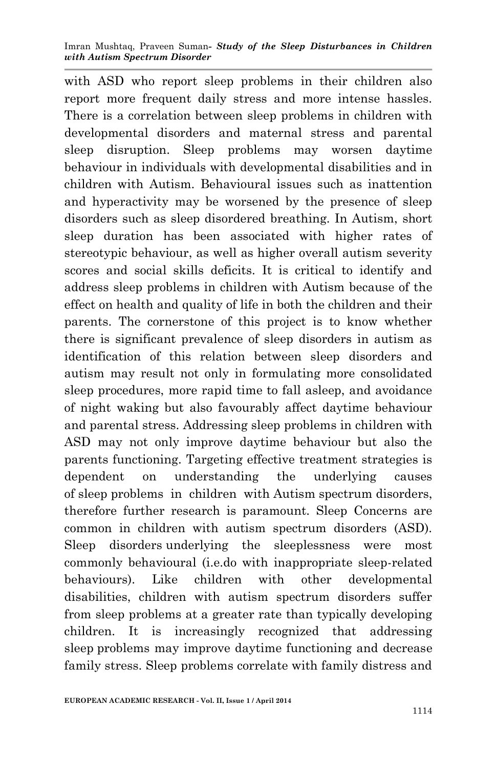with ASD who report sleep problems in their children also report more frequent daily stress and more intense hassles. There is a correlation between sleep problems in children with developmental disorders and maternal stress and parental sleep disruption. Sleep problems may worsen daytime behaviour in individuals with developmental disabilities and in children with Autism. Behavioural issues such as inattention and hyperactivity may be worsened by the presence of sleep disorders such as sleep disordered breathing. In Autism, short sleep duration has been associated with higher rates of stereotypic behaviour, as well as higher overall autism severity scores and social skills deficits. It is critical to identify and address sleep problems in children with Autism because of the effect on health and quality of life in both the children and their parents. The cornerstone of this project is to know whether there is significant prevalence of sleep disorders in autism as identification of this relation between sleep disorders and autism may result not only in formulating more consolidated sleep procedures, more rapid time to fall asleep, and avoidance of night waking but also favourably affect daytime behaviour and parental stress. Addressing sleep problems in children with ASD may not only improve daytime behaviour but also the parents functioning. Targeting effective treatment strategies is dependent on understanding the underlying causes of sleep problems in children with Autism spectrum disorders, therefore further research is paramount. Sleep Concerns are common in children with autism spectrum disorders (ASD). Sleep disorders underlying the sleeplessness were most commonly behavioural (i.e.do with inappropriate sleep-related behaviours). Like children with other developmental disabilities, children with autism spectrum disorders suffer from sleep problems at a greater rate than typically developing children. It is increasingly recognized that addressing sleep problems may improve daytime functioning and decrease family stress. Sleep problems correlate with family distress and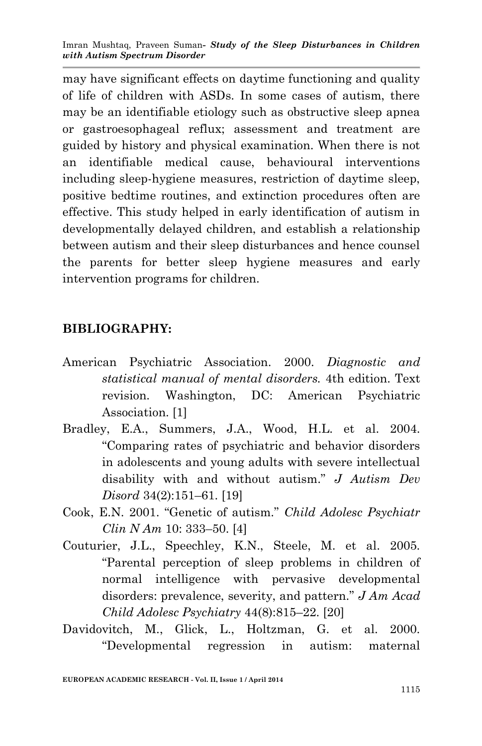may have significant effects on daytime functioning and quality of life of children with ASDs. In some cases of autism, there may be an identifiable etiology such as obstructive sleep apnea or gastroesophageal reflux; assessment and treatment are guided by history and physical examination. When there is not an identifiable medical cause, behavioural interventions including sleep-hygiene measures, restriction of daytime sleep, positive bedtime routines, and extinction procedures often are effective. This study helped in early identification of autism in developmentally delayed children, and establish a relationship between autism and their sleep disturbances and hence counsel the parents for better sleep hygiene measures and early intervention programs for children.

## BIBLIOGRAPHY:

American Psychiatric Association. 2000. *Diagnostic and statistical manual of mental disorders.* 4th edition. Text revision. Washington, DC: American Psychiatric Association. [1]

Bradley, E.A., Summers, J.A., Wood, H.L. et al. 2004. "Comparing rates of psychiatric and behavior disorders in adolescents and young adults with severe intellectual disability with and without autism." *J Autism Dev Disord* 34(2):151–61. [19]

Cook, E.N. 2001. "Genetic of autism." *Child Adolesc Psychiatr Clin N Am* 10: 333–50. [4]

Couturier, J.L., Speechley, K.N., Steele, M. et al. 2005. "Parental perception of sleep problems in children of normal intelligence with pervasive developmental disorders: prevalence, severity, and pattern." *J Am Acad Child Adolesc Psychiatry* 44(8):815–22. [20]

Davidovitch, M., Glick, L., Holtzman, G. et al. 2000. "Developmental regression in autism: maternal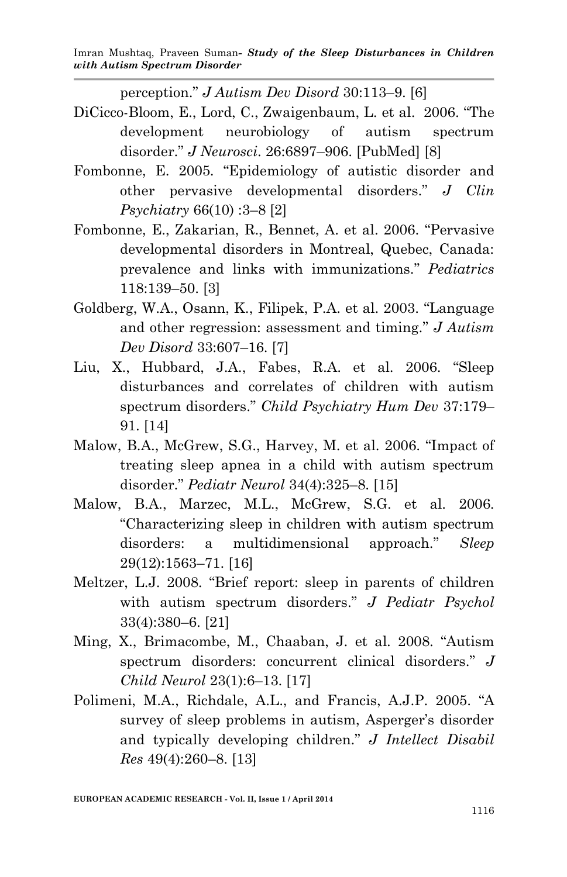perception." *J Autism Dev Disord* 30:113–9. [6]

DiCicco-Bloom, E., Lord, C., Zwaigenbaum, L. et al. 2006. "The development neurobiology of autism spectrum disorder." *J Neurosci*. 26:6897–906. [PubMed] [8]

Fombonne, E. 2005. "Epidemiology of autistic disorder and other pervasive developmental disorders." *J Clin Psychiatry* 66(10) :3–8 [2]

Fombonne, E., Zakarian, R., Bennet, A. et al. 2006. "Pervasive developmental disorders in Montreal, Quebec, Canada: prevalence and links with immunizations." *Pediatrics* 118:139–50. [3]

Goldberg, W.A., Osann, K., Filipek, P.A. et al. 2003. "Language and other regression: assessment and timing." *J Autism Dev Disord* 33:607–16. [7]

Liu, X., Hubbard, J.A., Fabes, R.A. et al. 2006. "Sleep disturbances and correlates of children with autism spectrum disorders." *Child Psychiatry Hum Dev* 37:179–91. [14]

Malow, B.A., McGrew, S.G., Harvey, M. et al. 2006. "Impact of treating sleep apnea in a child with autism spectrum disorder." *Pediatr Neurol* 34(4):325–8. [15]

Malow, B.A., Marzec, M.L., McGrew, S.G. et al. 2006. "Characterizing sleep in children with autism spectrum disorders: a multidimensional approach." *Sleep* 29(12):1563–71. [16]

Meltzer, L.J. 2008. "Brief report: sleep in parents of children with autism spectrum disorders." *J Pediatr Psychol* 33(4):380–6. [21]

Ming, X., Brimacombe, M., Chaaban, J. et al. 2008. "Autism spectrum disorders: concurrent clinical disorders." *J Child Neurol* 23(1):6–13. [17]

Polimeni, M.A., Richdale, A.L., and Francis, A.J.P. 2005. "A survey of sleep problems in autism, Asperger's disorder and typically developing children." *J Intellect Disabil Res* 49(4):260–8. [13]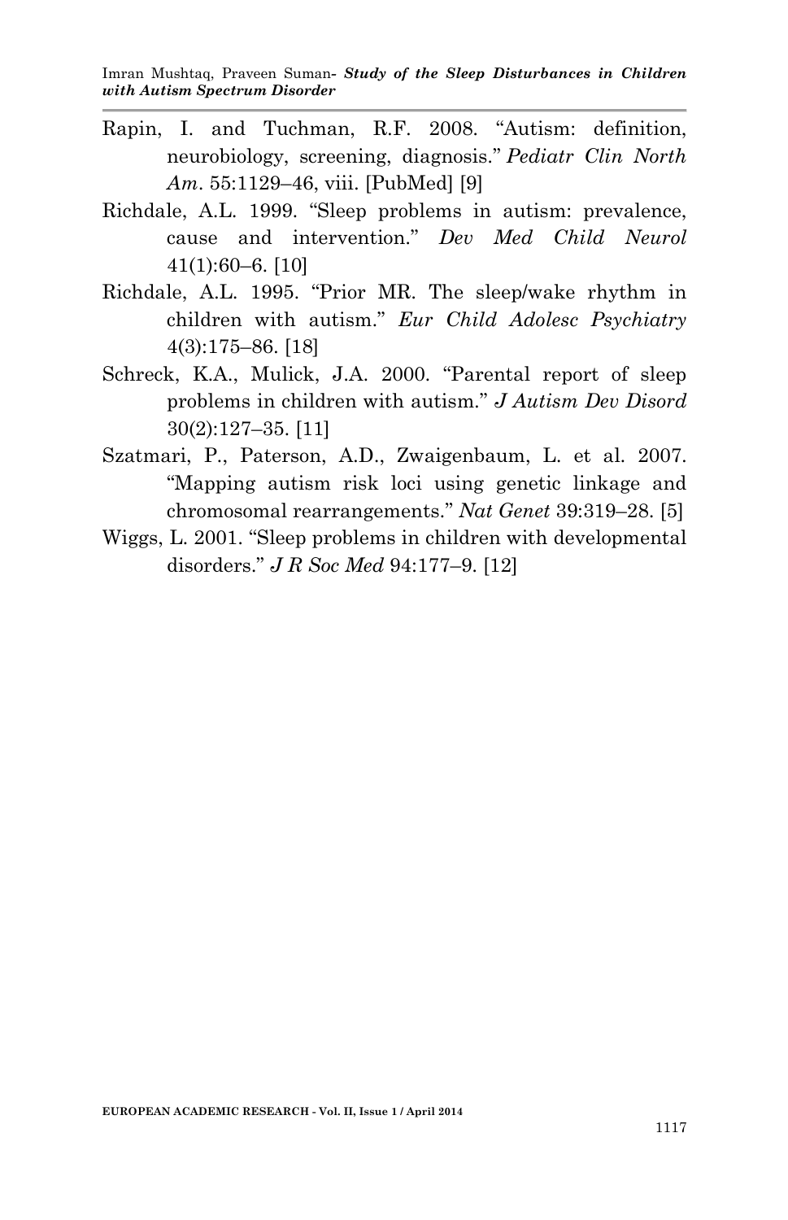Rapin, I. and Tuchman, R.F. 2008. "Autism: definition, neurobiology, screening, diagnosis." *Pediatr Clin North Am*. 55:1129–46, viii. [PubMed] [9]

Richdale, A.L. 1999. "Sleep problems in autism: prevalence, cause and intervention." *Dev Med Child Neurol* 41(1):60–6. [10]

Richdale, A.L. 1995. "Prior MR. The sleep/wake rhythm in children with autism." *Eur Child Adolesc Psychiatry* 4(3):175–86. [18]

Schreck, K.A., Mulick, J.A. 2000. "Parental report of sleep problems in children with autism." *J Autism Dev Disord* 30(2):127–35. [11]

Szatmari, P., Paterson, A.D., Zwaigenbaum, L. et al. 2007. "Mapping autism risk loci using genetic linkage and chromosomal rearrangements." *Nat Genet* 39:319–28. [5]

Wiggs, L. 2001. "Sleep problems in children with developmental disorders." *J R Soc Med* 94:177–9. [12]